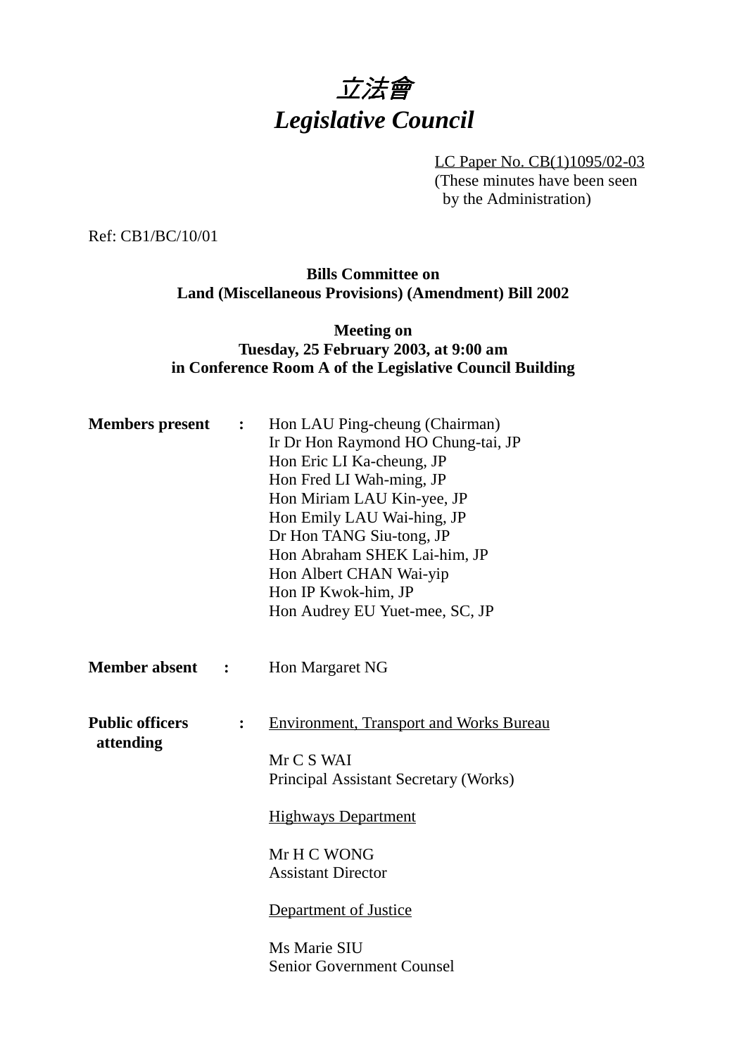# *立法會*
# *Legislative Council*

LC Paper No. CB(1)1095/02-03
(These minutes have been seen by the Administration)

Ref: CB1/BC/10/01

**Bills Committee on**
**Land (Miscellaneous Provisions) (Amendment) Bill 2002**

**Meeting on**
**Tuesday, 25 February 2003, at 9:00 am**
**in Conference Room A of the Legislative Council Building**

**Members present :**

Hon LAU Ping-cheung (Chairman)
Ir Dr Hon Raymond HO Chung-tai, JP
Hon Eric LI Ka-cheung, JP
Hon Fred LI Wah-ming, JP
Hon Miriam LAU Kin-yee, JP
Hon Emily LAU Wai-hing, JP
Dr Hon TANG Siu-tong, JP
Hon Abraham SHEK Lai-him, JP
Hon Albert CHAN Wai-yip
Hon IP Kwok-him, JP
Hon Audrey EU Yuet-mee, SC, JP

**Member absent :**

Hon Margaret NG

**Public officers attending :**

Environment, Transport and Works Bureau

Mr C S WAI
Principal Assistant Secretary (Works)

Highways Department

Mr H C WONG
Assistant Director

Department of Justice

Ms Marie SIU
Senior Government Counsel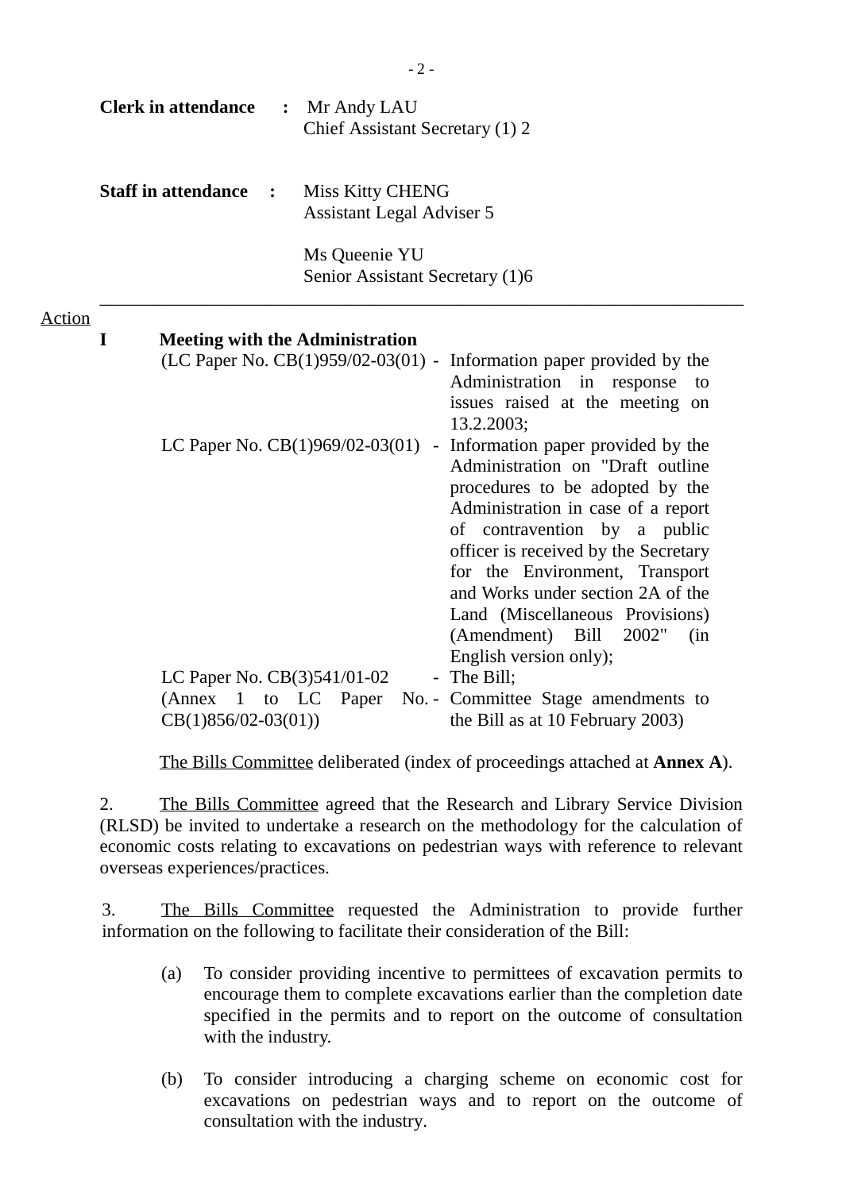**Clerk in attendance** : Mr Andy LAU
Chief Assistant Secretary (1) 2

**Staff in attendance** : Miss Kitty CHENG
Assistant Legal Adviser 5

Ms Queenie YU
Senior Assistant Secretary (1)6

---

Action

**I Meeting with the Administration**

| | | |
|---|---|---|
| (LC Paper No. CB(1)959/02-03(01) | - | Information paper provided by the Administration in response to issues raised at the meeting on 13.2.2003; |
| LC Paper No. CB(1)969/02-03(01) | - | Information paper provided by the Administration on "Draft outline procedures to be adopted by the Administration in case of a report of contravention by a public officer is received by the Secretary for the Environment, Transport and Works under section 2A of the Land (Miscellaneous Provisions) (Amendment) Bill 2002" (in English version only); |
| LC Paper No. CB(3)541/01-02 | - | The Bill; |
| (Annex 1 to LC Paper No. CB(1)856/02-03(01)) | - | Committee Stage amendments to the Bill as at 10 February 2003) |

The Bills Committee deliberated (index of proceedings attached at **Annex A**).

2. The Bills Committee agreed that the Research and Library Service Division (RLSD) be invited to undertake a research on the methodology for the calculation of economic costs relating to excavations on pedestrian ways with reference to relevant overseas experiences/practices.

3. The Bills Committee requested the Administration to provide further information on the following to facilitate their consideration of the Bill:

(a) To consider providing incentive to permittees of excavation permits to encourage them to complete excavations earlier than the completion date specified in the permits and to report on the outcome of consultation with the industry.

(b) To consider introducing a charging scheme on economic cost for excavations on pedestrian ways and to report on the outcome of consultation with the industry.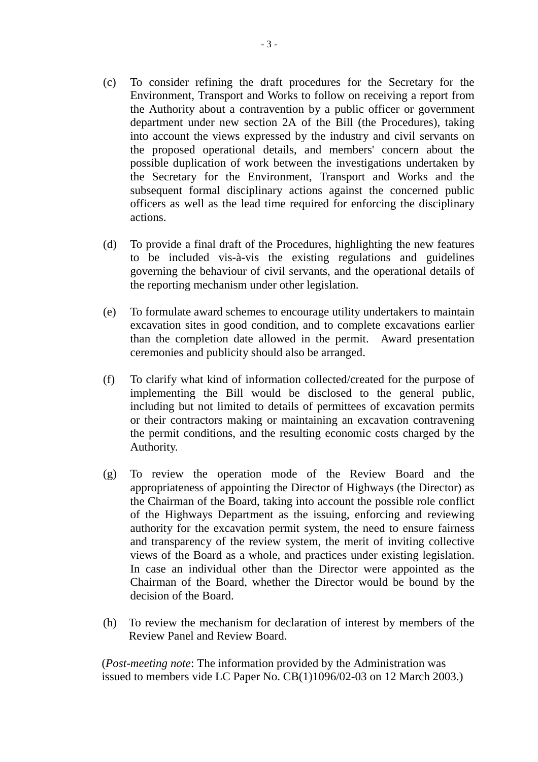(c) To consider refining the draft procedures for the Secretary for the Environment, Transport and Works to follow on receiving a report from the Authority about a contravention by a public officer or government department under new section 2A of the Bill (the Procedures), taking into account the views expressed by the industry and civil servants on the proposed operational details, and members' concern about the possible duplication of work between the investigations undertaken by the Secretary for the Environment, Transport and Works and the subsequent formal disciplinary actions against the concerned public officers as well as the lead time required for enforcing the disciplinary actions.

(d) To provide a final draft of the Procedures, highlighting the new features to be included vis-à-vis the existing regulations and guidelines governing the behaviour of civil servants, and the operational details of the reporting mechanism under other legislation.

(e) To formulate award schemes to encourage utility undertakers to maintain excavation sites in good condition, and to complete excavations earlier than the completion date allowed in the permit. Award presentation ceremonies and publicity should also be arranged.

(f) To clarify what kind of information collected/created for the purpose of implementing the Bill would be disclosed to the general public, including but not limited to details of permittees of excavation permits or their contractors making or maintaining an excavation contravening the permit conditions, and the resulting economic costs charged by the Authority.

(g) To review the operation mode of the Review Board and the appropriateness of appointing the Director of Highways (the Director) as the Chairman of the Board, taking into account the possible role conflict of the Highways Department as the issuing, enforcing and reviewing authority for the excavation permit system, the need to ensure fairness and transparency of the review system, the merit of inviting collective views of the Board as a whole, and practices under existing legislation. In case an individual other than the Director were appointed as the Chairman of the Board, whether the Director would be bound by the decision of the Board.

(h) To review the mechanism for declaration of interest by members of the Review Panel and Review Board.

(*Post-meeting note*: The information provided by the Administration was issued to members vide LC Paper No. CB(1)1096/02-03 on 12 March 2003.)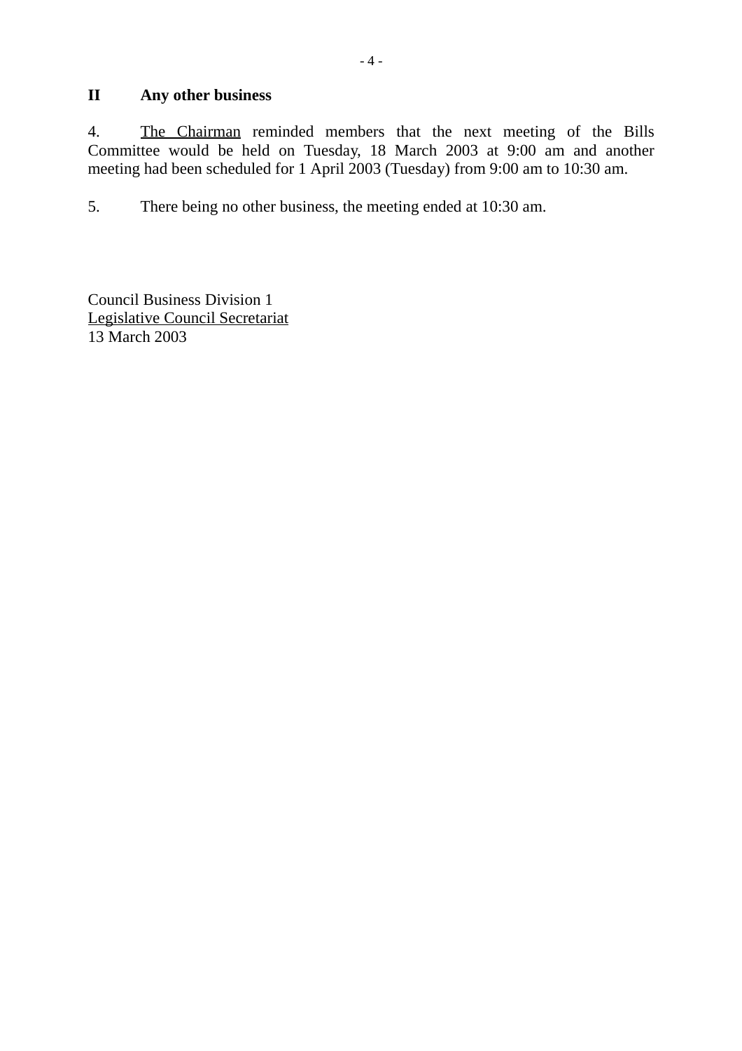## II Any other business

4. The Chairman reminded members that the next meeting of the Bills Committee would be held on Tuesday, 18 March 2003 at 9:00 am and another meeting had been scheduled for 1 April 2003 (Tuesday) from 9:00 am to 10:30 am.

5. There being no other business, the meeting ended at 10:30 am.

Council Business Division 1
Legislative Council Secretariat
13 March 2003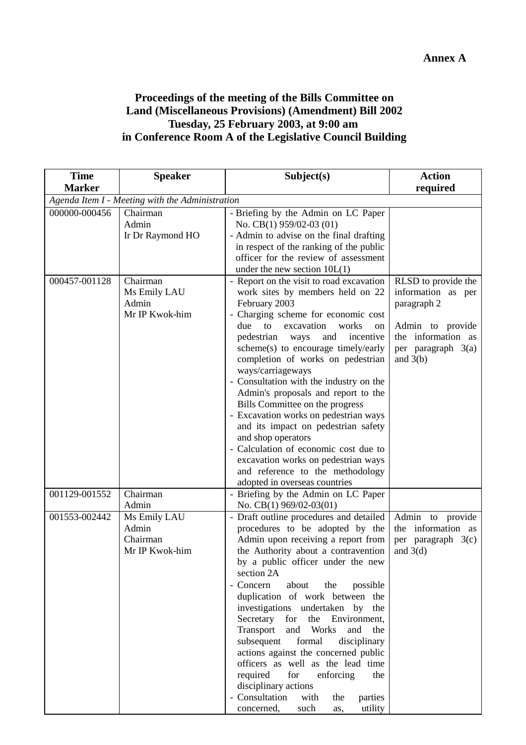**Annex A**

**Proceedings of the meeting of the Bills Committee on Land (Miscellaneous Provisions) (Amendment) Bill 2002 Tuesday, 25 February 2003, at 9:00 am in Conference Room A of the Legislative Council Building**

| Time Marker | Speaker | Subject(s) | Action required |
|---|---|---|---|
| *Agenda Item I - Meeting with the Administration* | | | |
| 000000-000456 | Chairman<br>Admin<br>Ir Dr Raymond HO | - Briefing by the Admin on LC Paper No. CB(1) 959/02-03 (01)<br>- Admin to advise on the final drafting in respect of the ranking of the public officer for the review of assessment under the new section 10L(1) | |
| 000457-001128 | Chairman<br>Ms Emily LAU<br>Admin<br>Mr IP Kwok-him | - Report on the visit to road excavation work sites by members held on 22 February 2003<br>- Charging scheme for economic cost due to excavation works on pedestrian ways and incentive scheme(s) to encourage timely/early completion of works on pedestrian ways/carriageways<br>- Consultation with the industry on the Admin's proposals and report to the Bills Committee on the progress<br>- Excavation works on pedestrian ways and its impact on pedestrian safety and shop operators<br>- Calculation of economic cost due to excavation works on pedestrian ways and reference to the methodology adopted in overseas countries | RLSD to provide the information as per paragraph 2<br><br>Admin to provide the information as per paragraph 3(a) and 3(b) |
| 001129-001552 | Chairman<br>Admin | - Briefing by the Admin on LC Paper No. CB(1) 969/02-03(01) | |
| 001553-002442 | Ms Emily LAU<br>Admin<br>Chairman<br>Mr IP Kwok-him | - Draft outline procedures and detailed procedures to be adopted by the Admin upon receiving a report from the Authority about a contravention by a public officer under the new section 2A<br>- Concern about the possible duplication of work between the investigations undertaken by the Secretary for the Environment, Transport and Works and the subsequent formal disciplinary actions against the concerned public officers as well as the lead time required for enforcing the disciplinary actions<br>- Consultation with the parties concerned, such as, utility | Admin to provide the information as per paragraph 3(c) and 3(d) |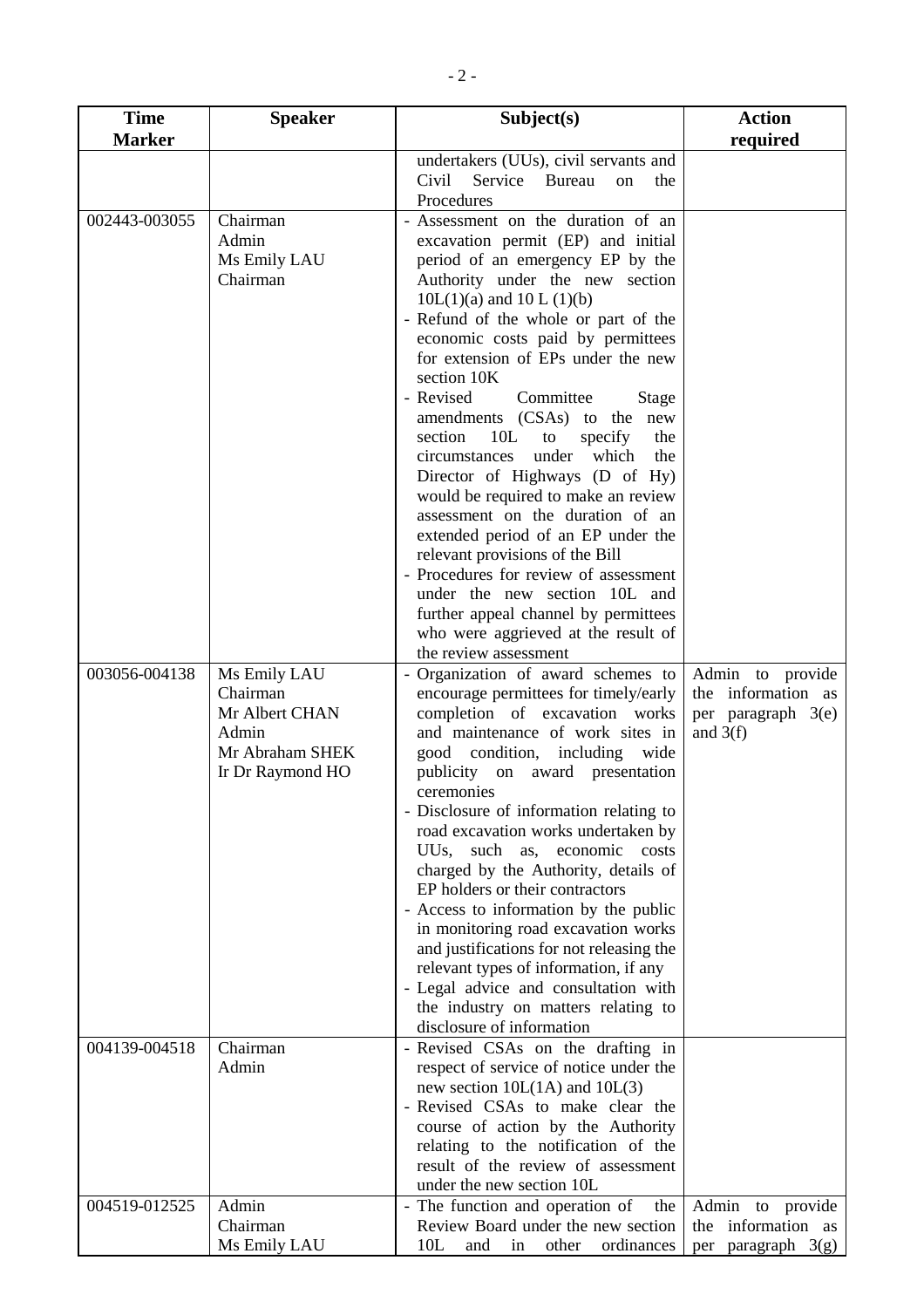| Time Marker | Speaker | Subject(s) | Action required |
|---|---|---|---|
| | | undertakers (UUs), civil servants and Civil Service Bureau on the Procedures | |
| 002443-003055 | Chairman<br>Admin<br>Ms Emily LAU<br>Chairman | - Assessment on the duration of an excavation permit (EP) and initial period of an emergency EP by the Authority under the new section 10L(1)(a) and 10 L (1)(b)<br>- Refund of the whole or part of the economic costs paid by permittees for extension of EPs under the new section 10K<br>- Revised Committee Stage amendments (CSAs) to the new section 10L to specify the circumstances under which the Director of Highways (D of Hy) would be required to make an review assessment on the duration of an extended period of an EP under the relevant provisions of the Bill<br>- Procedures for review of assessment under the new section 10L and further appeal channel by permittees who were aggrieved at the result of the review assessment | |
| 003056-004138 | Ms Emily LAU<br>Chairman<br>Mr Albert CHAN<br>Admin<br>Mr Abraham SHEK<br>Ir Dr Raymond HO | - Organization of award schemes to encourage permittees for timely/early completion of excavation works and maintenance of work sites in good condition, including wide publicity on award presentation ceremonies<br>- Disclosure of information relating to road excavation works undertaken by UUs, such as, economic costs charged by the Authority, details of EP holders or their contractors<br>- Access to information by the public in monitoring road excavation works and justifications for not releasing the relevant types of information, if any<br>- Legal advice and consultation with the industry on matters relating to disclosure of information | Admin to provide the information as per paragraph 3(e) and 3(f) |
| 004139-004518 | Chairman<br>Admin | - Revised CSAs on the drafting in respect of service of notice under the new section 10L(1A) and 10L(3)<br>- Revised CSAs to make clear the course of action by the Authority relating to the notification of the result of the review of assessment under the new section 10L | |
| 004519-012525 | Admin<br>Chairman<br>Ms Emily LAU | - The function and operation of the Review Board under the new section 10L and in other ordinances | Admin to provide the information as per paragraph 3(g) |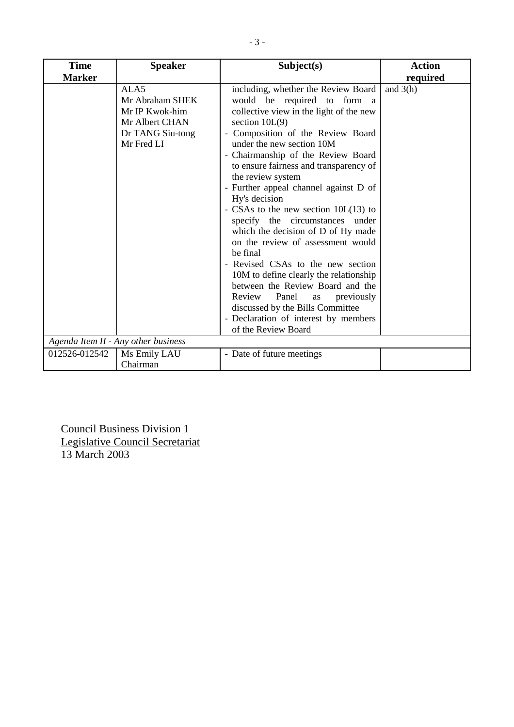| Time Marker | Speaker | Subject(s) | Action required |
|---|---|---|---|
| | ALA5<br>Mr Abraham SHEK<br>Mr IP Kwok-him<br>Mr Albert CHAN<br>Dr TANG Siu-tong<br>Mr Fred LI | including, whether the Review Board would be required to form a collective view in the light of the new section 10L(9)<br>- Composition of the Review Board under the new section 10M<br>- Chairmanship of the Review Board to ensure fairness and transparency of the review system<br>- Further appeal channel against D of Hy's decision<br>- CSAs to the new section 10L(13) to specify the circumstances under which the decision of D of Hy made on the review of assessment would be final<br>- Revised CSAs to the new section 10M to define clearly the relationship between the Review Board and the Review Panel as previously discussed by the Bills Committee<br>- Declaration of interest by members of the Review Board | and 3(h) |
| *Agenda Item II - Any other business* | | | |
| 012526-012542 | Ms Emily LAU<br>Chairman | - Date of future meetings | |

Council Business Division 1
Legislative Council Secretariat
13 March 2003